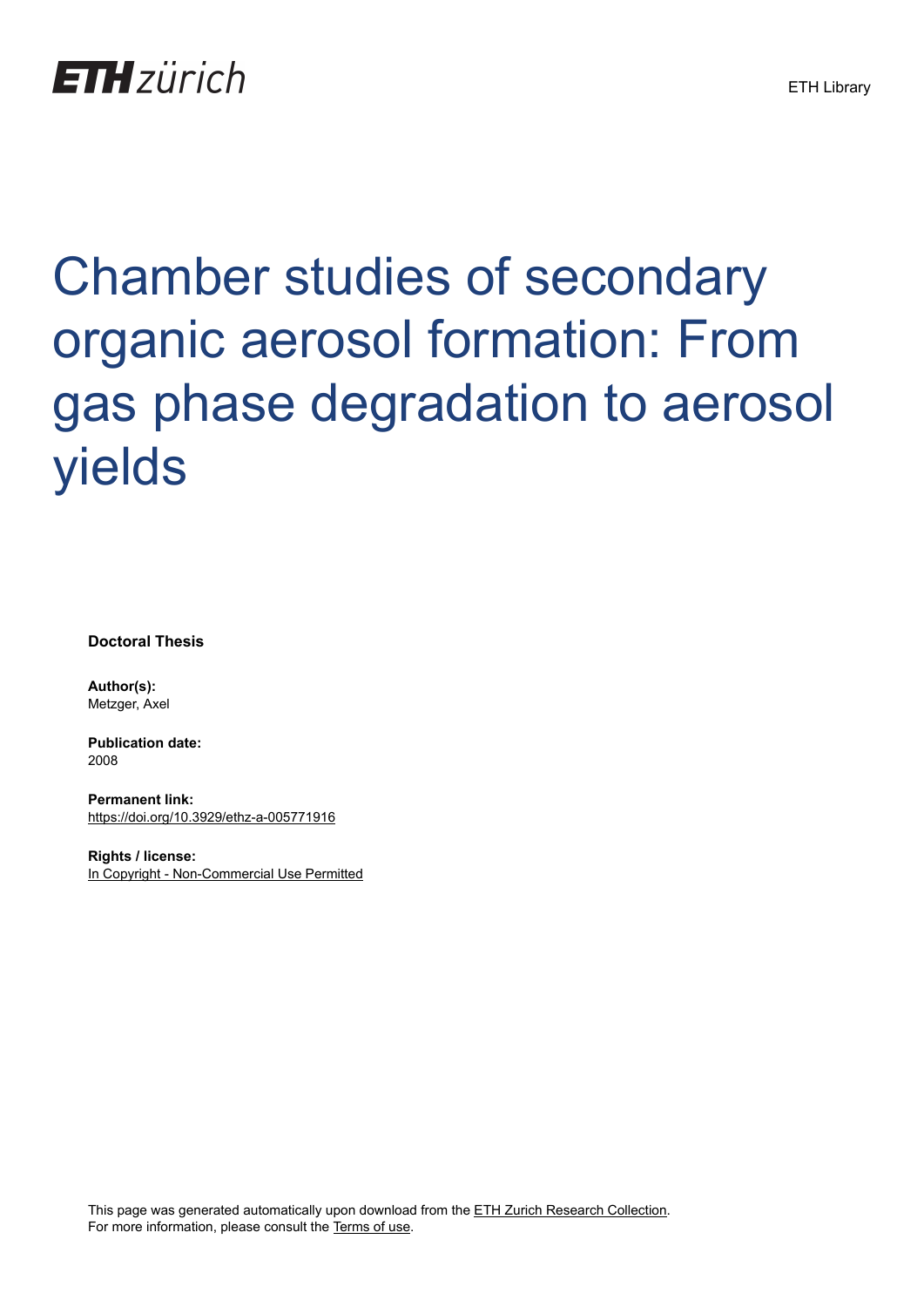ETH zürich

ETH Library

# Chamber studies of secondary organic aerosol formation: From gas phase degradation to aerosol yields

**Doctoral Thesis**

**Author(s):**
Metzger, Axel

**Publication date:**
2008

**Permanent link:**
https://doi.org/10.3929/ethz-a-005771916

**Rights / license:**
In Copyright - Non-Commercial Use Permitted

This page was generated automatically upon download from the ETH Zurich Research Collection.
For more information, please consult the Terms of use.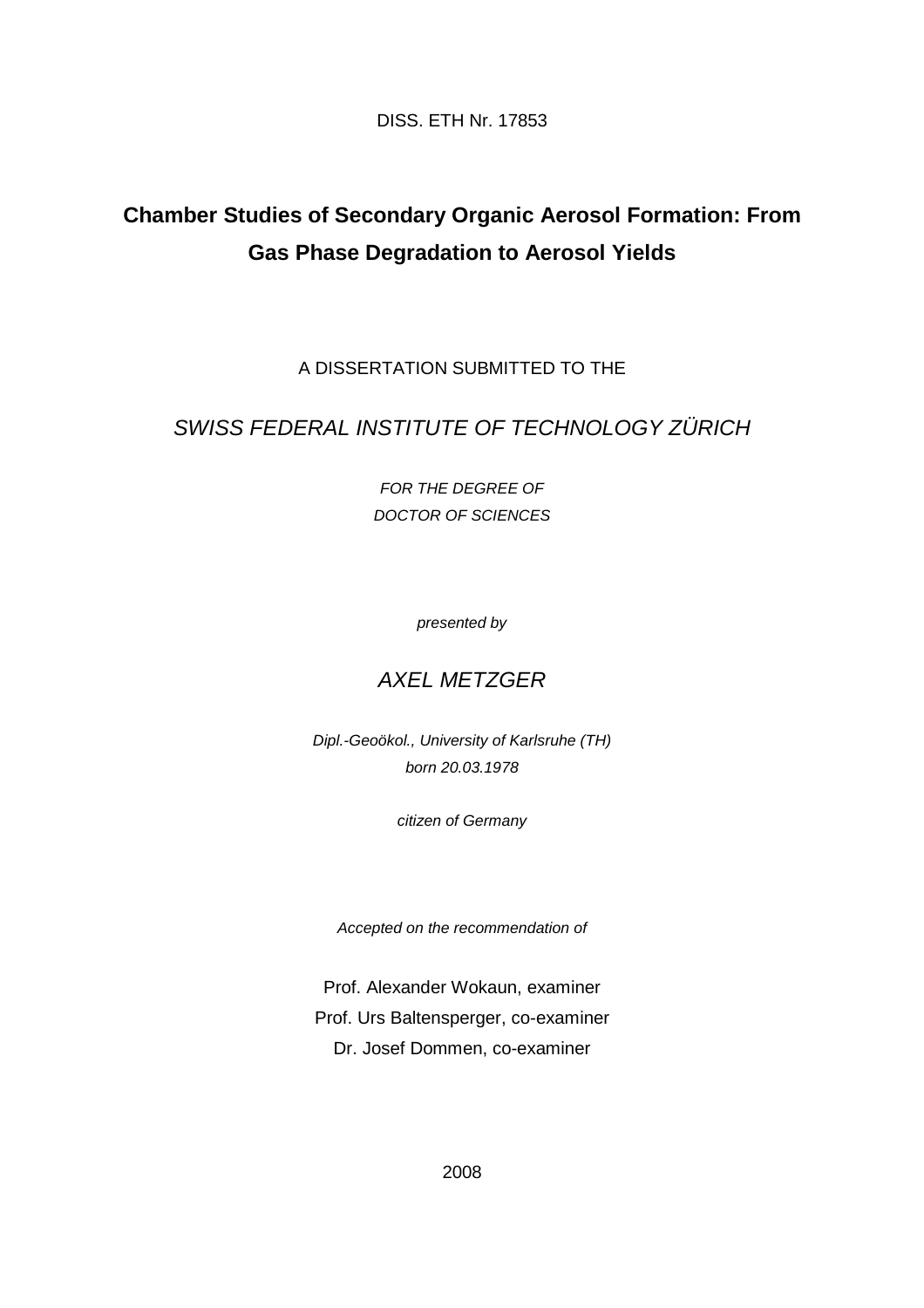DISS. ETH Nr. 17853

# Chamber Studies of Secondary Organic Aerosol Formation: From Gas Phase Degradation to Aerosol Yields

A DISSERTATION SUBMITTED TO THE

*SWISS FEDERAL INSTITUTE OF TECHNOLOGY ZÜRICH*

*FOR THE DEGREE OF*
*DOCTOR OF SCIENCES*

*presented by*

*AXEL METZGER*

*Dipl.-Geoökol., University of Karlsruhe (TH)*
*born 20.03.1978*

*citizen of Germany*

*Accepted on the recommendation of*

Prof. Alexander Wokaun, examiner
Prof. Urs Baltensperger, co-examiner
Dr. Josef Dommen, co-examiner

2008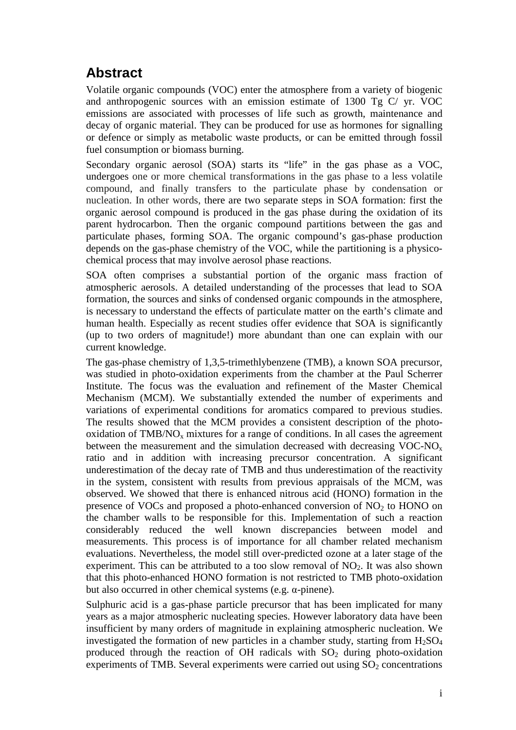## Abstract

Volatile organic compounds (VOC) enter the atmosphere from a variety of biogenic and anthropogenic sources with an emission estimate of 1300 Tg C/ yr. VOC emissions are associated with processes of life such as growth, maintenance and decay of organic material. They can be produced for use as hormones for signalling or defence or simply as metabolic waste products, or can be emitted through fossil fuel consumption or biomass burning.

Secondary organic aerosol (SOA) starts its "life" in the gas phase as a VOC, undergoes one or more chemical transformations in the gas phase to a less volatile compound, and finally transfers to the particulate phase by condensation or nucleation. In other words, there are two separate steps in SOA formation: first the organic aerosol compound is produced in the gas phase during the oxidation of its parent hydrocarbon. Then the organic compound partitions between the gas and particulate phases, forming SOA. The organic compound's gas-phase production depends on the gas-phase chemistry of the VOC, while the partitioning is a physico-chemical process that may involve aerosol phase reactions.

SOA often comprises a substantial portion of the organic mass fraction of atmospheric aerosols. A detailed understanding of the processes that lead to SOA formation, the sources and sinks of condensed organic compounds in the atmosphere, is necessary to understand the effects of particulate matter on the earth's climate and human health. Especially as recent studies offer evidence that SOA is significantly (up to two orders of magnitude!) more abundant than one can explain with our current knowledge.

The gas-phase chemistry of 1,3,5-trimethlybenzene (TMB), a known SOA precursor, was studied in photo-oxidation experiments from the chamber at the Paul Scherrer Institute. The focus was the evaluation and refinement of the Master Chemical Mechanism (MCM). We substantially extended the number of experiments and variations of experimental conditions for aromatics compared to previous studies. The results showed that the MCM provides a consistent description of the photo-oxidation of TMB/$NO_x$ mixtures for a range of conditions. In all cases the agreement between the measurement and the simulation decreased with decreasing VOC-$NO_x$ ratio and in addition with increasing precursor concentration. A significant underestimation of the decay rate of TMB and thus underestimation of the reactivity in the system, consistent with results from previous appraisals of the MCM, was observed. We showed that there is enhanced nitrous acid (HONO) formation in the presence of VOCs and proposed a photo-enhanced conversion of $NO_2$ to HONO on the chamber walls to be responsible for this. Implementation of such a reaction considerably reduced the well known discrepancies between model and measurements. This process is of importance for all chamber related mechanism evaluations. Nevertheless, the model still over-predicted ozone at a later stage of the experiment. This can be attributed to a too slow removal of $NO_2$. It was also shown that this photo-enhanced HONO formation is not restricted to TMB photo-oxidation but also occurred in other chemical systems (e.g. α-pinene).

Sulphuric acid is a gas-phase particle precursor that has been implicated for many years as a major atmospheric nucleating species. However laboratory data have been insufficient by many orders of magnitude in explaining atmospheric nucleation. We investigated the formation of new particles in a chamber study, starting from $H_2SO_4$ produced through the reaction of OH radicals with $SO_2$ during photo-oxidation experiments of TMB. Several experiments were carried out using $SO_2$ concentrations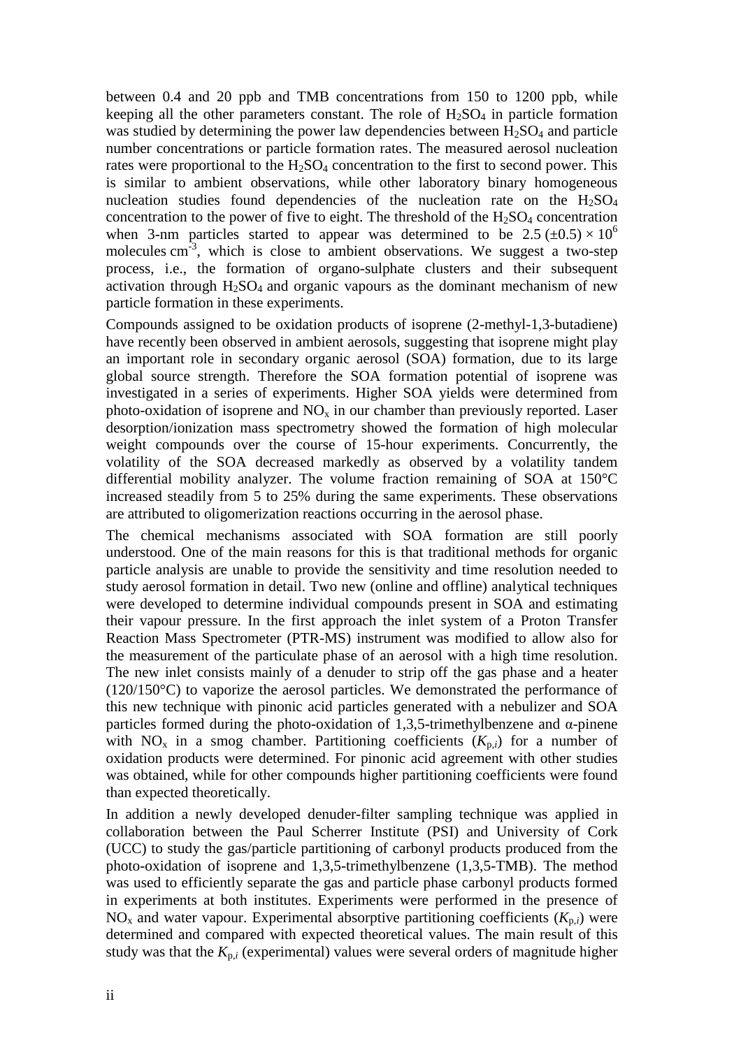between 0.4 and 20 ppb and TMB concentrations from 150 to 1200 ppb, while keeping all the other parameters constant. The role of $H_2SO_4$ in particle formation was studied by determining the power law dependencies between $H_2SO_4$ and particle number concentrations or particle formation rates. The measured aerosol nucleation rates were proportional to the $H_2SO_4$ concentration to the first to second power. This is similar to ambient observations, while other laboratory binary homogeneous nucleation studies found dependencies of the nucleation rate on the $H_2SO_4$ concentration to the power of five to eight. The threshold of the $H_2SO_4$ concentration when 3-nm particles started to appear was determined to be $2.5\ (\pm 0.5) \times 10^6$ molecules $cm^{-3}$, which is close to ambient observations. We suggest a two-step process, i.e., the formation of organo-sulphate clusters and their subsequent activation through $H_2SO_4$ and organic vapours as the dominant mechanism of new particle formation in these experiments.

Compounds assigned to be oxidation products of isoprene (2-methyl-1,3-butadiene) have recently been observed in ambient aerosols, suggesting that isoprene might play an important role in secondary organic aerosol (SOA) formation, due to its large global source strength. Therefore the SOA formation potential of isoprene was investigated in a series of experiments. Higher SOA yields were determined from photo-oxidation of isoprene and $NO_x$ in our chamber than previously reported. Laser desorption/ionization mass spectrometry showed the formation of high molecular weight compounds over the course of 15-hour experiments. Concurrently, the volatility of the SOA decreased markedly as observed by a volatility tandem differential mobility analyzer. The volume fraction remaining of SOA at 150°C increased steadily from 5 to 25% during the same experiments. These observations are attributed to oligomerization reactions occurring in the aerosol phase.

The chemical mechanisms associated with SOA formation are still poorly understood. One of the main reasons for this is that traditional methods for organic particle analysis are unable to provide the sensitivity and time resolution needed to study aerosol formation in detail. Two new (online and offline) analytical techniques were developed to determine individual compounds present in SOA and estimating their vapour pressure. In the first approach the inlet system of a Proton Transfer Reaction Mass Spectrometer (PTR-MS) instrument was modified to allow also for the measurement of the particulate phase of an aerosol with a high time resolution. The new inlet consists mainly of a denuder to strip off the gas phase and a heater (120/150°C) to vaporize the aerosol particles. We demonstrated the performance of this new technique with pinonic acid particles generated with a nebulizer and SOA particles formed during the photo-oxidation of 1,3,5-trimethylbenzene and α-pinene with $NO_x$ in a smog chamber. Partitioning coefficients ($K_{p,i}$) for a number of oxidation products were determined. For pinonic acid agreement with other studies was obtained, while for other compounds higher partitioning coefficients were found than expected theoretically.

In addition a newly developed denuder-filter sampling technique was applied in collaboration between the Paul Scherrer Institute (PSI) and University of Cork (UCC) to study the gas/particle partitioning of carbonyl products produced from the photo-oxidation of isoprene and 1,3,5-trimethylbenzene (1,3,5-TMB). The method was used to efficiently separate the gas and particle phase carbonyl products formed in experiments at both institutes. Experiments were performed in the presence of $NO_x$ and water vapour. Experimental absorptive partitioning coefficients ($K_{p,i}$) were determined and compared with expected theoretical values. The main result of this study was that the $K_{p,i}$ (experimental) values were several orders of magnitude higher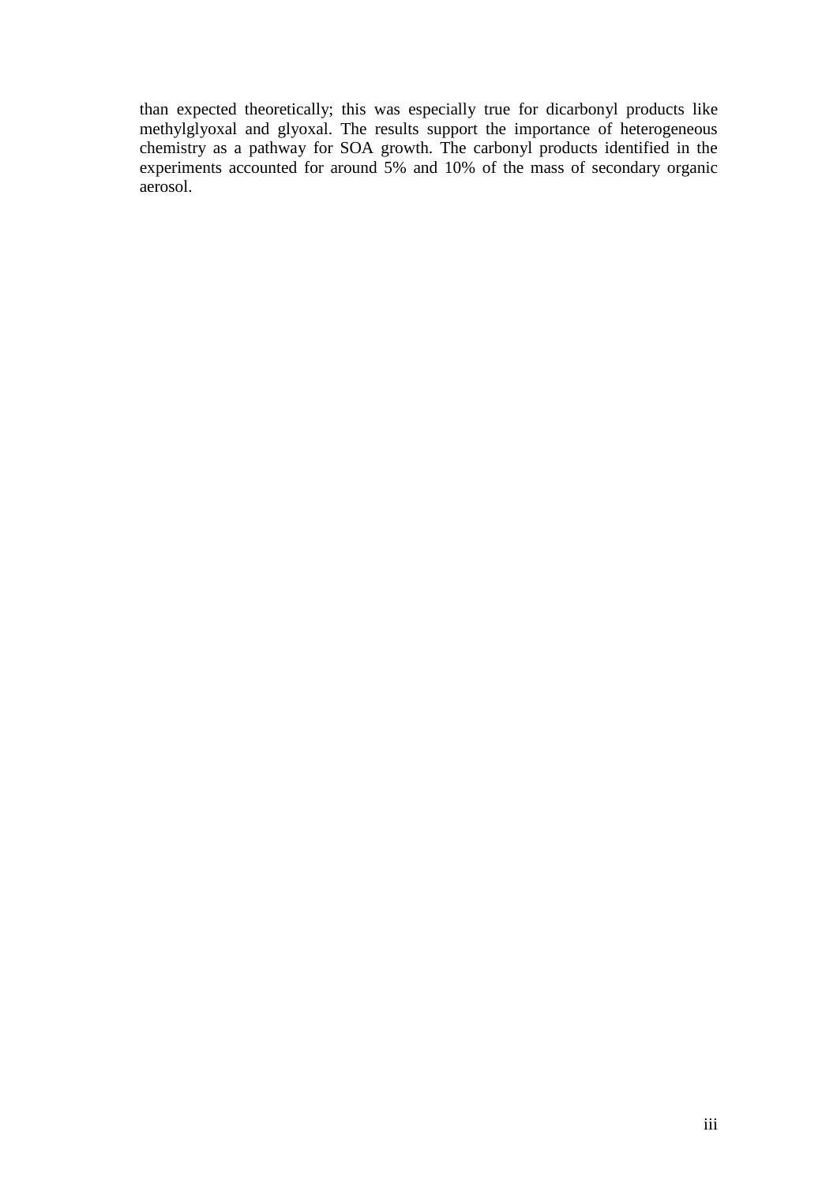than expected theoretically; this was especially true for dicarbonyl products like methylglyoxal and glyoxal. The results support the importance of heterogeneous chemistry as a pathway for SOA growth. The carbonyl products identified in the experiments accounted for around 5% and 10% of the mass of secondary organic aerosol.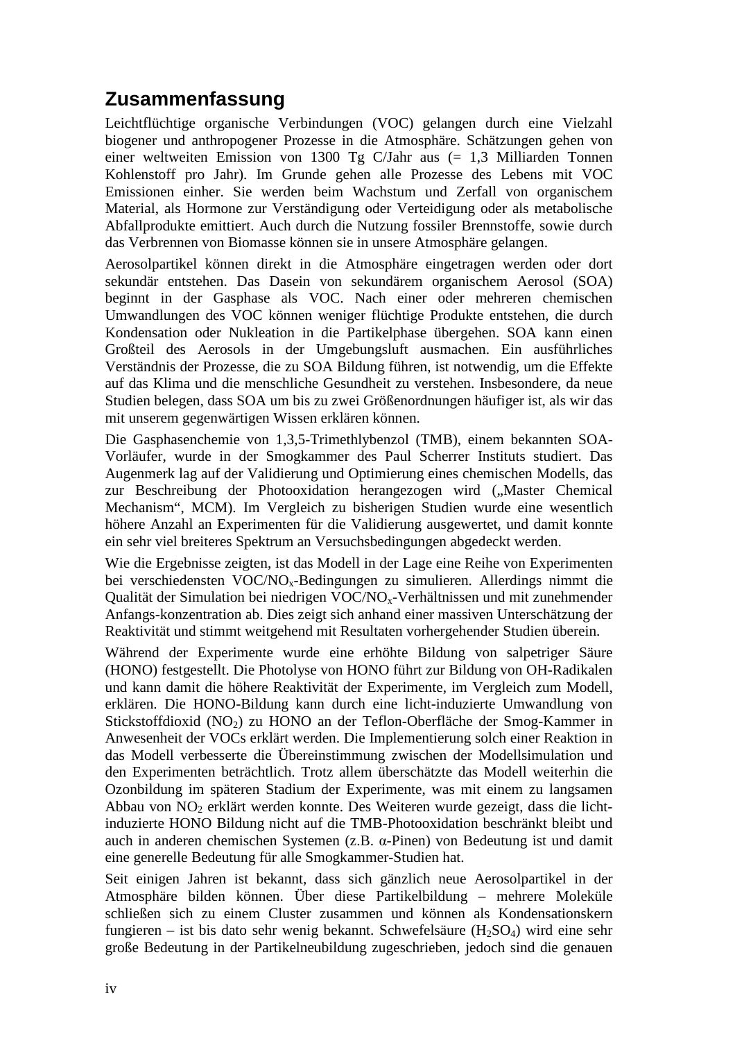## Zusammenfassung

Leichtflüchtige organische Verbindungen (VOC) gelangen durch eine Vielzahl biogener und anthropogener Prozesse in die Atmosphäre. Schätzungen gehen von einer weltweiten Emission von 1300 Tg C/Jahr aus (= 1,3 Milliarden Tonnen Kohlenstoff pro Jahr). Im Grunde gehen alle Prozesse des Lebens mit VOC Emissionen einher. Sie werden beim Wachstum und Zerfall von organischem Material, als Hormone zur Verständigung oder Verteidigung oder als metabolische Abfallprodukte emittiert. Auch durch die Nutzung fossiler Brennstoffe, sowie durch das Verbrennen von Biomasse können sie in unsere Atmosphäre gelangen.

Aerosolpartikel können direkt in die Atmosphäre eingetragen werden oder dort sekundär entstehen. Das Dasein von sekundärem organischem Aerosol (SOA) beginnt in der Gasphase als VOC. Nach einer oder mehreren chemischen Umwandlungen des VOC können weniger flüchtige Produkte entstehen, die durch Kondensation oder Nukleation in die Partikelphase übergehen. SOA kann einen Großteil des Aerosols in der Umgebungsluft ausmachen. Ein ausführliches Verständnis der Prozesse, die zu SOA Bildung führen, ist notwendig, um die Effekte auf das Klima und die menschliche Gesundheit zu verstehen. Insbesondere, da neue Studien belegen, dass SOA um bis zu zwei Größenordnungen häufiger ist, als wir das mit unserem gegenwärtigen Wissen erklären können.

Die Gasphasenchemie von 1,3,5-Trimethlybenzol (TMB), einem bekannten SOA-Vorläufer, wurde in der Smogkammer des Paul Scherrer Instituts studiert. Das Augenmerk lag auf der Validierung und Optimierung eines chemischen Modells, das zur Beschreibung der Photooxidation herangezogen wird („Master Chemical Mechanism“, MCM). Im Vergleich zu bisherigen Studien wurde eine wesentlich höhere Anzahl an Experimenten für die Validierung ausgewertet, und damit konnte ein sehr viel breiteres Spektrum an Versuchsbedingungen abgedeckt werden.

Wie die Ergebnisse zeigten, ist das Modell in der Lage eine Reihe von Experimenten bei verschiedensten VOC/$NO_x$-Bedingungen zu simulieren. Allerdings nimmt die Qualität der Simulation bei niedrigen VOC/$NO_x$-Verhältnissen und mit zunehmender Anfangs-konzentration ab. Dies zeigt sich anhand einer massiven Unterschätzung der Reaktivität und stimmt weitgehend mit Resultaten vorhergehender Studien überein.

Während der Experimente wurde eine erhöhte Bildung von salpetriger Säure (HONO) festgestellt. Die Photolyse von HONO führt zur Bildung von OH-Radikalen und kann damit die höhere Reaktivität der Experimente, im Vergleich zum Modell, erklären. Die HONO-Bildung kann durch eine licht-induzierte Umwandlung von Stickstoffdioxid ($NO_2$) zu HONO an der Teflon-Oberfläche der Smog-Kammer in Anwesenheit der VOCs erklärt werden. Die Implementierung solch einer Reaktion in das Modell verbesserte die Übereinstimmung zwischen der Modellsimulation und den Experimenten beträchtlich. Trotz allem überschätzte das Modell weiterhin die Ozonbildung im späteren Stadium der Experimente, was mit einem zu langsamen Abbau von $NO_2$ erklärt werden konnte. Des Weiteren wurde gezeigt, dass die licht-induzierte HONO Bildung nicht auf die TMB-Photooxidation beschränkt bleibt und auch in anderen chemischen Systemen (z.B. α-Pinen) von Bedeutung ist und damit eine generelle Bedeutung für alle Smogkammer-Studien hat.

Seit einigen Jahren ist bekannt, dass sich gänzlich neue Aerosolpartikel in der Atmosphäre bilden können. Über diese Partikelbildung – mehrere Moleküle schließen sich zu einem Cluster zusammen und können als Kondensationskern fungieren – ist bis dato sehr wenig bekannt. Schwefelsäure ($H_2SO_4$) wird eine sehr große Bedeutung in der Partikelneubildung zugeschrieben, jedoch sind die genauen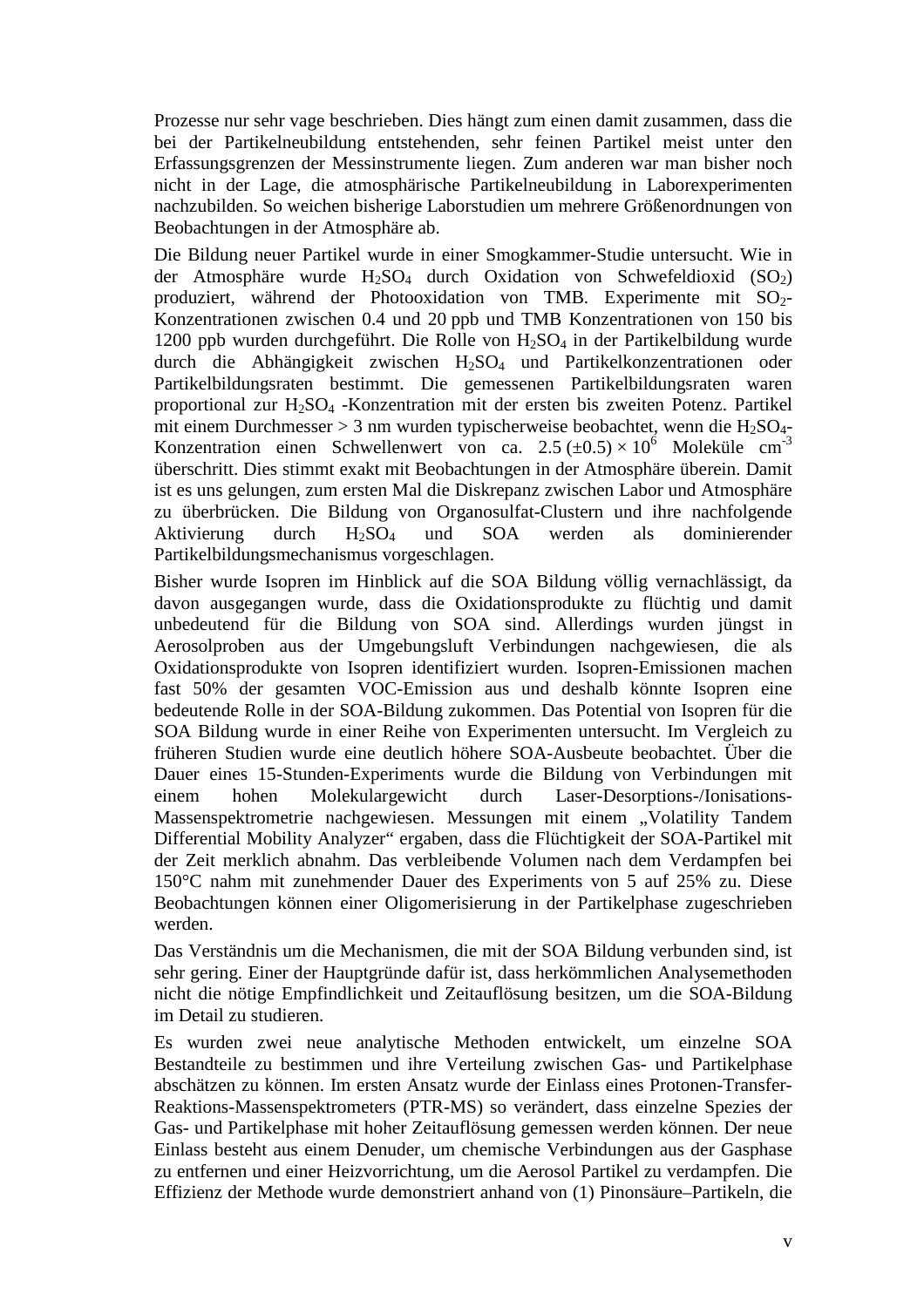Prozesse nur sehr vage beschrieben. Dies hängt zum einen damit zusammen, dass die bei der Partikelneubildung entstehenden, sehr feinen Partikel meist unter den Erfassungsgrenzen der Messinstrumente liegen. Zum anderen war man bisher noch nicht in der Lage, die atmosphärische Partikelneubildung in Laborexperimenten nachzubilden. So weichen bisherige Laborstudien um mehrere Größenordnungen von Beobachtungen in der Atmosphäre ab.

Die Bildung neuer Partikel wurde in einer Smogkammer-Studie untersucht. Wie in der Atmosphäre wurde $H_2SO_4$ durch Oxidation von Schwefeldioxid ($SO_2$) produziert, während der Photooxidation von TMB. Experimente mit $SO_2$-Konzentrationen zwischen 0.4 und 20 ppb und TMB Konzentrationen von 150 bis 1200 ppb wurden durchgeführt. Die Rolle von $H_2SO_4$ in der Partikelbildung wurde durch die Abhängigkeit zwischen $H_2SO_4$ und Partikelkonzentrationen oder Partikelbildungsraten bestimmt. Die gemessenen Partikelbildungsraten waren proportional zur $H_2SO_4$ -Konzentration mit der ersten bis zweiten Potenz. Partikel mit einem Durchmesser > 3 nm wurden typischerweise beobachtet, wenn die $H_2SO_4$-Konzentration einen Schwellenwert von ca. $2.5\,(\pm 0.5) \times 10^6$ Moleküle $cm^{-3}$ überschritt. Dies stimmt exakt mit Beobachtungen in der Atmosphäre überein. Damit ist es uns gelungen, zum ersten Mal die Diskrepanz zwischen Labor und Atmosphäre zu überbrücken. Die Bildung von Organosulfat-Clustern und ihre nachfolgende Aktivierung durch $H_2SO_4$ und SOA werden als dominierender Partikelbildungsmechanismus vorgeschlagen.

Bisher wurde Isopren im Hinblick auf die SOA Bildung völlig vernachlässigt, da davon ausgegangen wurde, dass die Oxidationsprodukte zu flüchtig und damit unbedeutend für die Bildung von SOA sind. Allerdings wurden jüngst in Aerosolproben aus der Umgebungsluft Verbindungen nachgewiesen, die als Oxidationsprodukte von Isopren identifiziert wurden. Isopren-Emissionen machen fast 50% der gesamten VOC-Emission aus und deshalb könnte Isopren eine bedeutende Rolle in der SOA-Bildung zukommen. Das Potential von Isopren für die SOA Bildung wurde in einer Reihe von Experimenten untersucht. Im Vergleich zu früheren Studien wurde eine deutlich höhere SOA-Ausbeute beobachtet. Über die Dauer eines 15-Stunden-Experiments wurde die Bildung von Verbindungen mit einem hohen Molekulargewicht durch Laser-Desorptions-/Ionisations-Massenspektrometrie nachgewiesen. Messungen mit einem „Volatility Tandem Differential Mobility Analyzer" ergaben, dass die Flüchtigkeit der SOA-Partikel mit der Zeit merklich abnahm. Das verbleibende Volumen nach dem Verdampfen bei 150°C nahm mit zunehmender Dauer des Experiments von 5 auf 25% zu. Diese Beobachtungen können einer Oligomerisierung in der Partikelphase zugeschrieben werden.

Das Verständnis um die Mechanismen, die mit der SOA Bildung verbunden sind, ist sehr gering. Einer der Hauptgründe dafür ist, dass herkömmlichen Analysemethoden nicht die nötige Empfindlichkeit und Zeitauflösung besitzen, um die SOA-Bildung im Detail zu studieren.

Es wurden zwei neue analytische Methoden entwickelt, um einzelne SOA Bestandteile zu bestimmen und ihre Verteilung zwischen Gas- und Partikelphase abschätzen zu können. Im ersten Ansatz wurde der Einlass eines Protonen-Transfer-Reaktions-Massenspektrometers (PTR-MS) so verändert, dass einzelne Spezies der Gas- und Partikelphase mit hoher Zeitauflösung gemessen werden können. Der neue Einlass besteht aus einem Denuder, um chemische Verbindungen aus der Gasphase zu entfernen und einer Heizvorrichtung, um die Aerosol Partikel zu verdampfen. Die Effizienz der Methode wurde demonstriert anhand von (1) Pinonsäure–Partikeln, die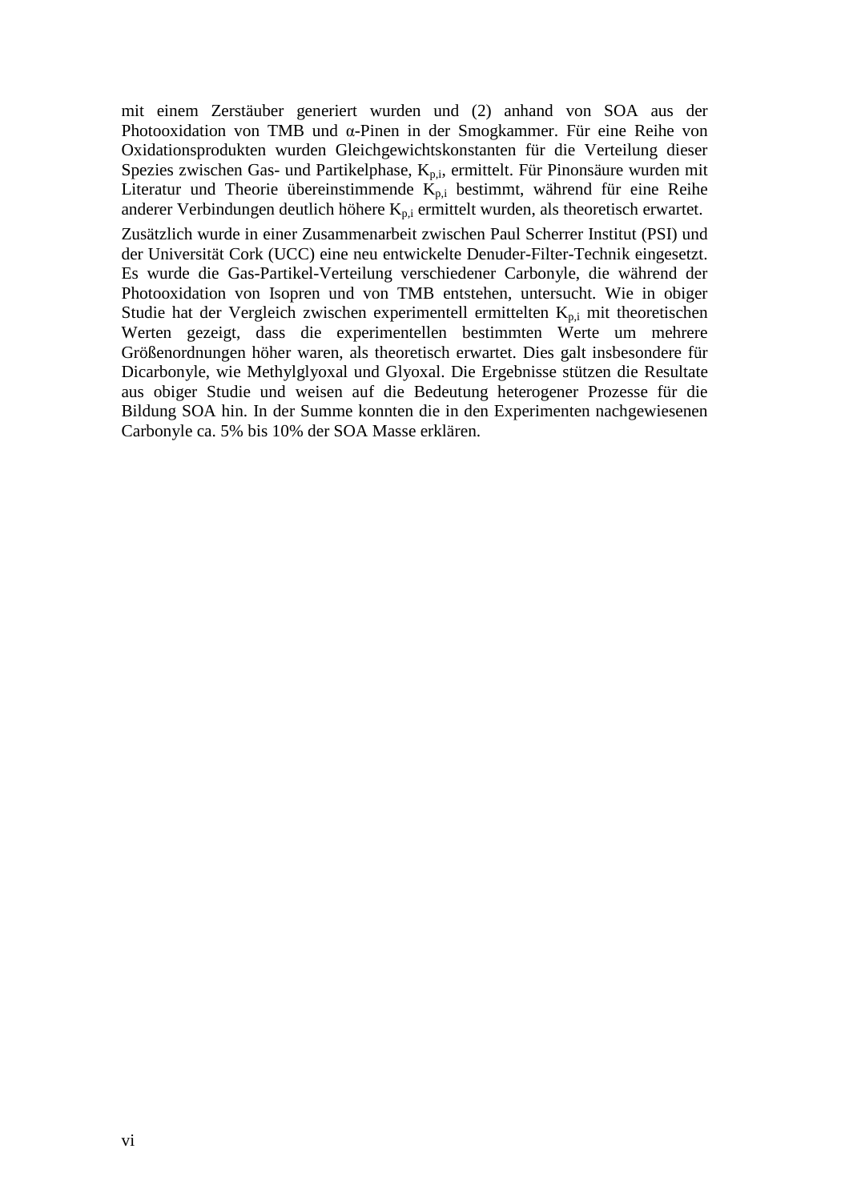mit einem Zerstäuber generiert wurden und (2) anhand von SOA aus der Photooxidation von TMB und α-Pinen in der Smogkammer. Für eine Reihe von Oxidationsprodukten wurden Gleichgewichtskonstanten für die Verteilung dieser Spezies zwischen Gas- und Partikelphase, $K_{p,i}$, ermittelt. Für Pinonsäure wurden mit Literatur und Theorie übereinstimmende $K_{p,i}$ bestimmt, während für eine Reihe anderer Verbindungen deutlich höhere $K_{p,i}$ ermittelt wurden, als theoretisch erwartet.

Zusätzlich wurde in einer Zusammenarbeit zwischen Paul Scherrer Institut (PSI) und der Universität Cork (UCC) eine neu entwickelte Denuder-Filter-Technik eingesetzt. Es wurde die Gas-Partikel-Verteilung verschiedener Carbonyle, die während der Photooxidation von Isopren und von TMB entstehen, untersucht. Wie in obiger Studie hat der Vergleich zwischen experimentell ermittelten $K_{p,i}$ mit theoretischen Werten gezeigt, dass die experimentellen bestimmten Werte um mehrere Größenordnungen höher waren, als theoretisch erwartet. Dies galt insbesondere für Dicarbonyle, wie Methylglyoxal und Glyoxal. Die Ergebnisse stützen die Resultate aus obiger Studie und weisen auf die Bedeutung heterogener Prozesse für die Bildung SOA hin. In der Summe konnten die in den Experimenten nachgewiesenen Carbonyle ca. 5% bis 10% der SOA Masse erklären.